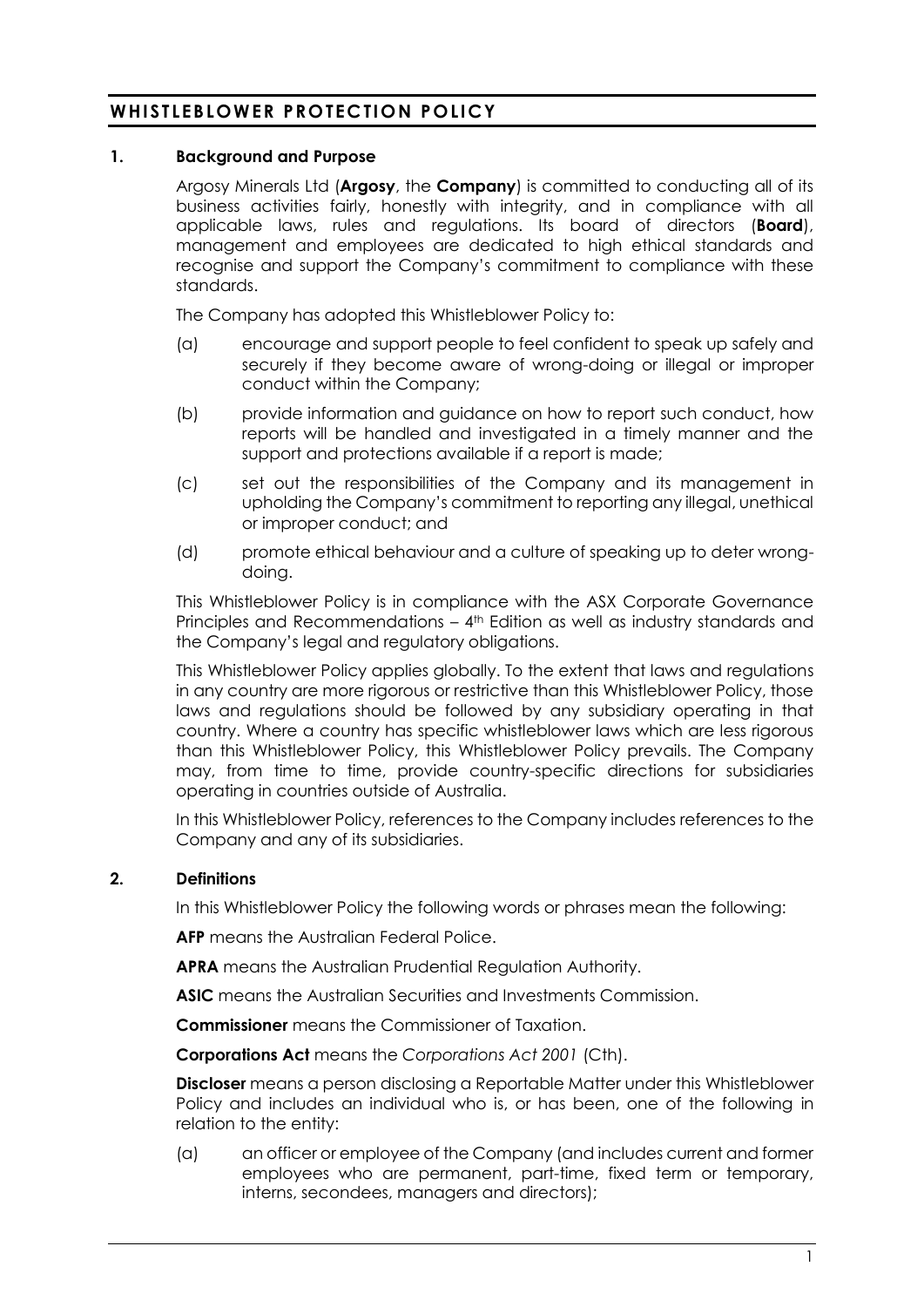# WHISTLEBLOWER PROTECTION POLICY

## 1. Background and Purpose

Argosy Minerals Ltd (**Argosy**, the **Company**) is committed to conducting all of its business activities fairly, honestly with integrity, and in compliance with all applicable laws, rules and regulations. Its board of directors (**Board**), management and employees are dedicated to high ethical standards and recognise and support the Company's commitment to compliance with these standards.

The Company has adopted this Whistleblower Policy to:

(a) encourage and support people to feel confident to speak up safely and securely if they become aware of wrong-doing or illegal or improper conduct within the Company;

(b) provide information and guidance on how to report such conduct, how reports will be handled and investigated in a timely manner and the support and protections available if a report is made;

(c) set out the responsibilities of the Company and its management in upholding the Company's commitment to reporting any illegal, unethical or improper conduct; and

(d) promote ethical behaviour and a culture of speaking up to deter wrong-doing.

This Whistleblower Policy is in compliance with the ASX Corporate Governance Principles and Recommendations – 4th Edition as well as industry standards and the Company's legal and regulatory obligations.

This Whistleblower Policy applies globally. To the extent that laws and regulations in any country are more rigorous or restrictive than this Whistleblower Policy, those laws and regulations should be followed by any subsidiary operating in that country. Where a country has specific whistleblower laws which are less rigorous than this Whistleblower Policy, this Whistleblower Policy prevails. The Company may, from time to time, provide country-specific directions for subsidiaries operating in countries outside of Australia.

In this Whistleblower Policy, references to the Company includes references to the Company and any of its subsidiaries.

## 2. Definitions

In this Whistleblower Policy the following words or phrases mean the following:

**AFP** means the Australian Federal Police.

**APRA** means the Australian Prudential Regulation Authority.

**ASIC** means the Australian Securities and Investments Commission.

**Commissioner** means the Commissioner of Taxation.

**Corporations Act** means the *Corporations Act 2001* (Cth).

**Discloser** means a person disclosing a Reportable Matter under this Whistleblower Policy and includes an individual who is, or has been, one of the following in relation to the entity:

(a) an officer or employee of the Company (and includes current and former employees who are permanent, part-time, fixed term or temporary, interns, secondees, managers and directors);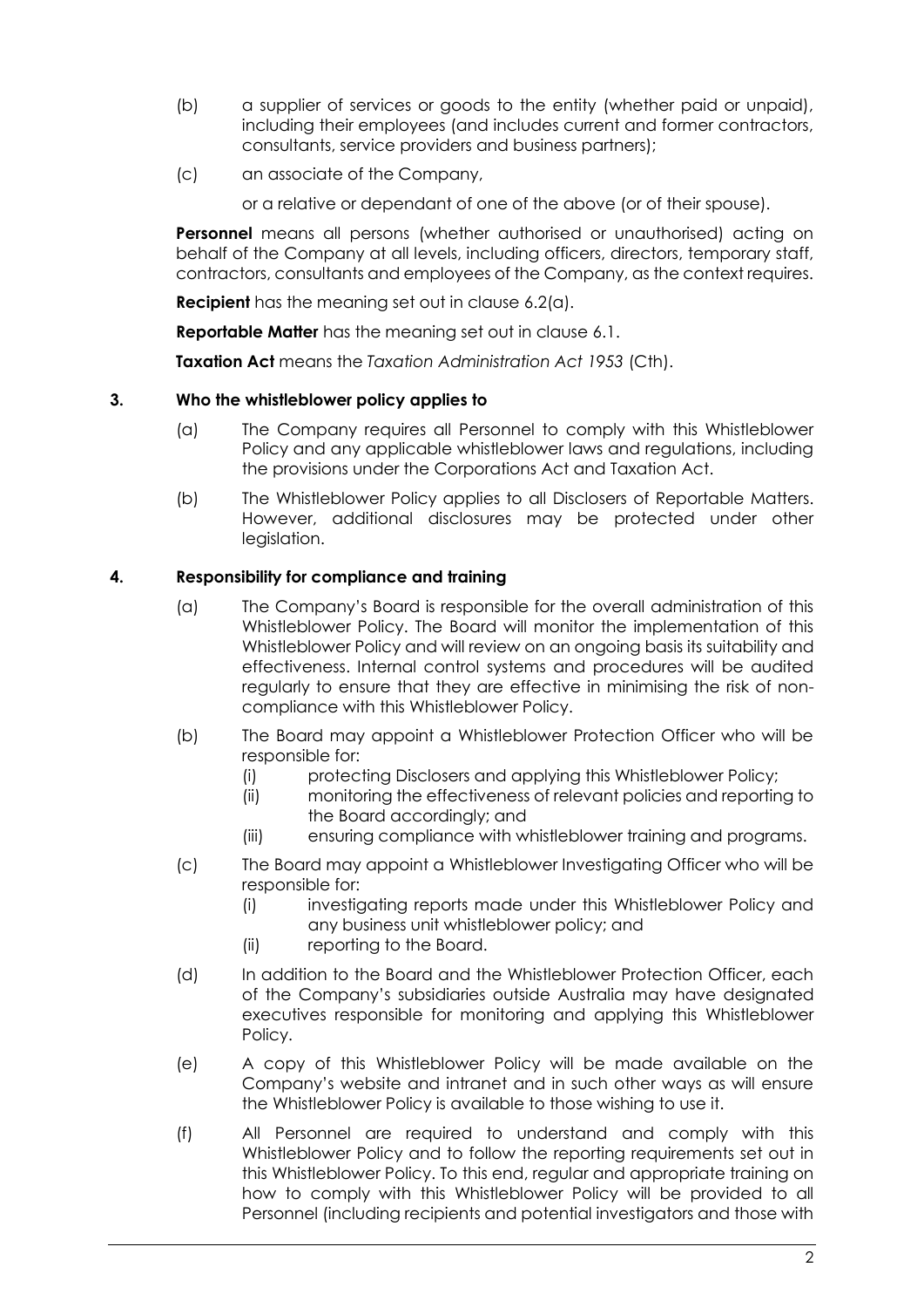(b) a supplier of services or goods to the entity (whether paid or unpaid), including their employees (and includes current and former contractors, consultants, service providers and business partners);

(c) an associate of the Company,

or a relative or dependant of one of the above (or of their spouse).

**Personnel** means all persons (whether authorised or unauthorised) acting on behalf of the Company at all levels, including officers, directors, temporary staff, contractors, consultants and employees of the Company, as the context requires.

**Recipient** has the meaning set out in clause 6.2(a).

**Reportable Matter** has the meaning set out in clause 6.1.

**Taxation Act** means the *Taxation Administration Act 1953* (Cth).

## 3. Who the whistleblower policy applies to

(a) The Company requires all Personnel to comply with this Whistleblower Policy and any applicable whistleblower laws and regulations, including the provisions under the Corporations Act and Taxation Act.

(b) The Whistleblower Policy applies to all Disclosers of Reportable Matters. However, additional disclosures may be protected under other legislation.

## 4. Responsibility for compliance and training

(a) The Company's Board is responsible for the overall administration of this Whistleblower Policy. The Board will monitor the implementation of this Whistleblower Policy and will review on an ongoing basis its suitability and effectiveness. Internal control systems and procedures will be audited regularly to ensure that they are effective in minimising the risk of non-compliance with this Whistleblower Policy.

(b) The Board may appoint a Whistleblower Protection Officer who will be responsible for:

(i) protecting Disclosers and applying this Whistleblower Policy;

(ii) monitoring the effectiveness of relevant policies and reporting to the Board accordingly; and

(iii) ensuring compliance with whistleblower training and programs.

(c) The Board may appoint a Whistleblower Investigating Officer who will be responsible for:

(i) investigating reports made under this Whistleblower Policy and any business unit whistleblower policy; and

(ii) reporting to the Board.

(d) In addition to the Board and the Whistleblower Protection Officer, each of the Company's subsidiaries outside Australia may have designated executives responsible for monitoring and applying this Whistleblower Policy.

(e) A copy of this Whistleblower Policy will be made available on the Company's website and intranet and in such other ways as will ensure the Whistleblower Policy is available to those wishing to use it.

(f) All Personnel are required to understand and comply with this Whistleblower Policy and to follow the reporting requirements set out in this Whistleblower Policy. To this end, regular and appropriate training on how to comply with this Whistleblower Policy will be provided to all Personnel (including recipients and potential investigators and those with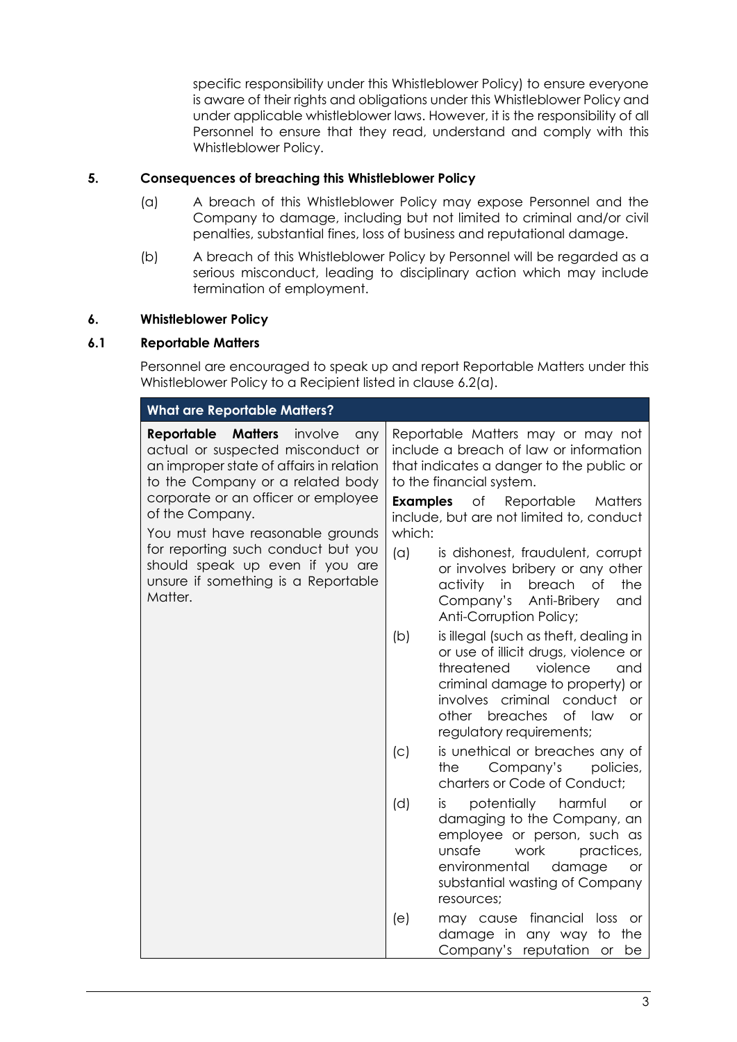specific responsibility under this Whistleblower Policy) to ensure everyone is aware of their rights and obligations under this Whistleblower Policy and under applicable whistleblower laws. However, it is the responsibility of all Personnel to ensure that they read, understand and comply with this Whistleblower Policy.

## 5. Consequences of breaching this Whistleblower Policy

(a) A breach of this Whistleblower Policy may expose Personnel and the Company to damage, including but not limited to criminal and/or civil penalties, substantial fines, loss of business and reputational damage.

(b) A breach of this Whistleblower Policy by Personnel will be regarded as a serious misconduct, leading to disciplinary action which may include termination of employment.

## 6. Whistleblower Policy

### 6.1 Reportable Matters

Personnel are encouraged to speak up and report Reportable Matters under this Whistleblower Policy to a Recipient listed in clause 6.2(a).

| What are Reportable Matters? | |
|---|---|
| **Reportable Matters** involve any actual or suspected misconduct or an improper state of affairs in relation to the Company or a related body corporate or an officer or employee of the Company.<br><br>You must have reasonable grounds for reporting such conduct but you should speak up even if you are unsure if something is a Reportable Matter. | Reportable Matters may or may not include a breach of law or information that indicates a danger to the public or to the financial system.<br><br>**Examples** of Reportable Matters include, but are not limited to, conduct which:<br><br>(a) is dishonest, fraudulent, corrupt or involves bribery or any other activity in breach of the Company's Anti-Bribery and Anti-Corruption Policy;<br><br>(b) is illegal (such as theft, dealing in or use of illicit drugs, violence or threatened violence and criminal damage to property) or involves criminal conduct or other breaches of law or regulatory requirements;<br><br>(c) is unethical or breaches any of the Company's policies, charters or Code of Conduct;<br><br>(d) is potentially harmful or damaging to the Company, an employee or person, such as unsafe work practices, environmental damage or substantial wasting of Company resources;<br><br>(e) may cause financial loss or damage in any way to the Company's reputation or be |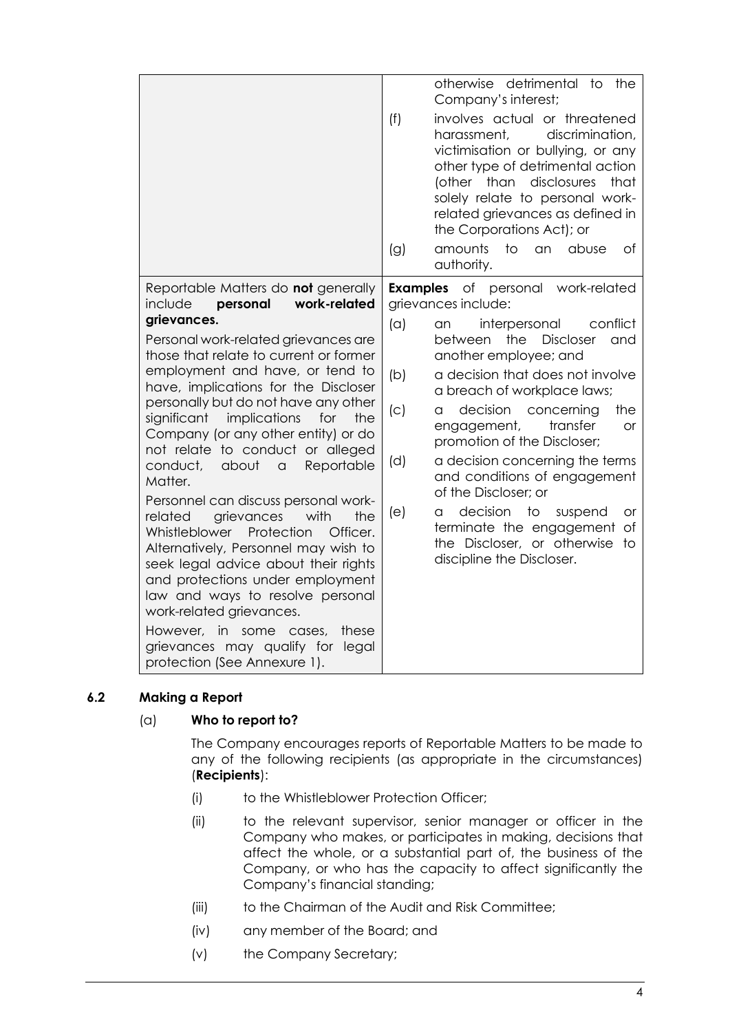| | |
|---|---|
| | otherwise detrimental to the Company's interest;<br>(f) involves actual or threatened harassment, discrimination, victimisation or bullying, or any other type of detrimental action (other than disclosures that solely relate to personal work-related grievances as defined in the Corporations Act); or<br>(g) amounts to an abuse of authority. |
| Reportable Matters do **not** generally include **personal work-related grievances.**<br><br>Personal work-related grievances are those that relate to current or former employment and have, or tend to have, implications for the Discloser personally but do not have any other significant implications for the Company (or any other entity) or do not relate to conduct or alleged conduct, about a Reportable Matter.<br><br>Personnel can discuss personal work-related grievances with the Whistleblower Protection Officer. Alternatively, Personnel may wish to seek legal advice about their rights and protections under employment law and ways to resolve personal work-related grievances.<br><br>However, in some cases, these grievances may qualify for legal protection (See Annexure 1). | **Examples** of personal work-related grievances include:<br>(a) an interpersonal conflict between the Discloser and another employee; and<br>(b) a decision that does not involve a breach of workplace laws;<br>(c) a decision concerning the engagement, transfer or promotion of the Discloser;<br>(d) a decision concerning the terms and conditions of engagement of the Discloser; or<br>(e) a decision to suspend or terminate the engagement of the Discloser, or otherwise to discipline the Discloser. |

### 6.2 Making a Report

(a) **Who to report to?**

The Company encourages reports of Reportable Matters to be made to any of the following recipients (as appropriate in the circumstances) (**Recipients**):

(i) to the Whistleblower Protection Officer;

(ii) to the relevant supervisor, senior manager or officer in the Company who makes, or participates in making, decisions that affect the whole, or a substantial part of, the business of the Company, or who has the capacity to affect significantly the Company's financial standing;

(iii) to the Chairman of the Audit and Risk Committee;

(iv) any member of the Board; and

(v) the Company Secretary;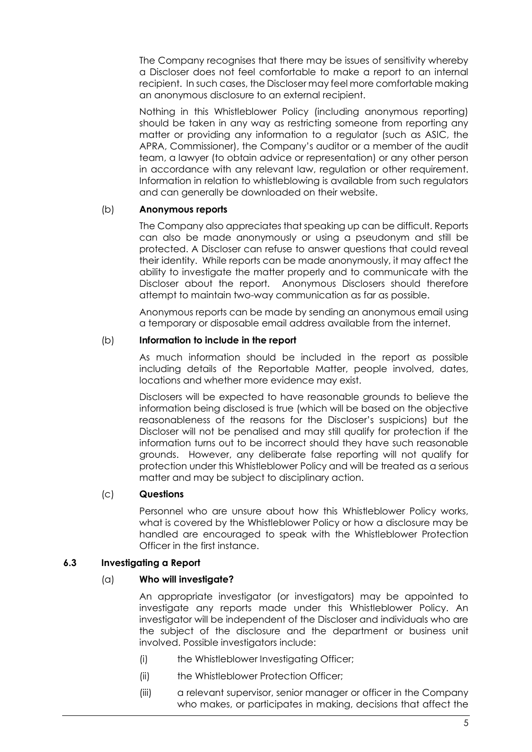The Company recognises that there may be issues of sensitivity whereby a Discloser does not feel comfortable to make a report to an internal recipient. In such cases, the Discloser may feel more comfortable making an anonymous disclosure to an external recipient.

Nothing in this Whistleblower Policy (including anonymous reporting) should be taken in any way as restricting someone from reporting any matter or providing any information to a regulator (such as ASIC, the APRA, Commissioner), the Company's auditor or a member of the audit team, a lawyer (to obtain advice or representation) or any other person in accordance with any relevant law, regulation or other requirement. Information in relation to whistleblowing is available from such regulators and can generally be downloaded on their website.

(b) **Anonymous reports**

The Company also appreciates that speaking up can be difficult. Reports can also be made anonymously or using a pseudonym and still be protected. A Discloser can refuse to answer questions that could reveal their identity. While reports can be made anonymously, it may affect the ability to investigate the matter properly and to communicate with the Discloser about the report. Anonymous Disclosers should therefore attempt to maintain two-way communication as far as possible.

Anonymous reports can be made by sending an anonymous email using a temporary or disposable email address available from the internet.

(b) **Information to include in the report**

As much information should be included in the report as possible including details of the Reportable Matter, people involved, dates, locations and whether more evidence may exist.

Disclosers will be expected to have reasonable grounds to believe the information being disclosed is true (which will be based on the objective reasonableness of the reasons for the Discloser's suspicions) but the Discloser will not be penalised and may still qualify for protection if the information turns out to be incorrect should they have such reasonable grounds. However, any deliberate false reporting will not qualify for protection under this Whistleblower Policy and will be treated as a serious matter and may be subject to disciplinary action.

(c) **Questions**

Personnel who are unsure about how this Whistleblower Policy works, what is covered by the Whistleblower Policy or how a disclosure may be handled are encouraged to speak with the Whistleblower Protection Officer in the first instance.

**6.3 Investigating a Report**

(a) **Who will investigate?**

An appropriate investigator (or investigators) may be appointed to investigate any reports made under this Whistleblower Policy. An investigator will be independent of the Discloser and individuals who are the subject of the disclosure and the department or business unit involved. Possible investigators include:

(i) the Whistleblower Investigating Officer;

(ii) the Whistleblower Protection Officer;

(iii) a relevant supervisor, senior manager or officer in the Company who makes, or participates in making, decisions that affect the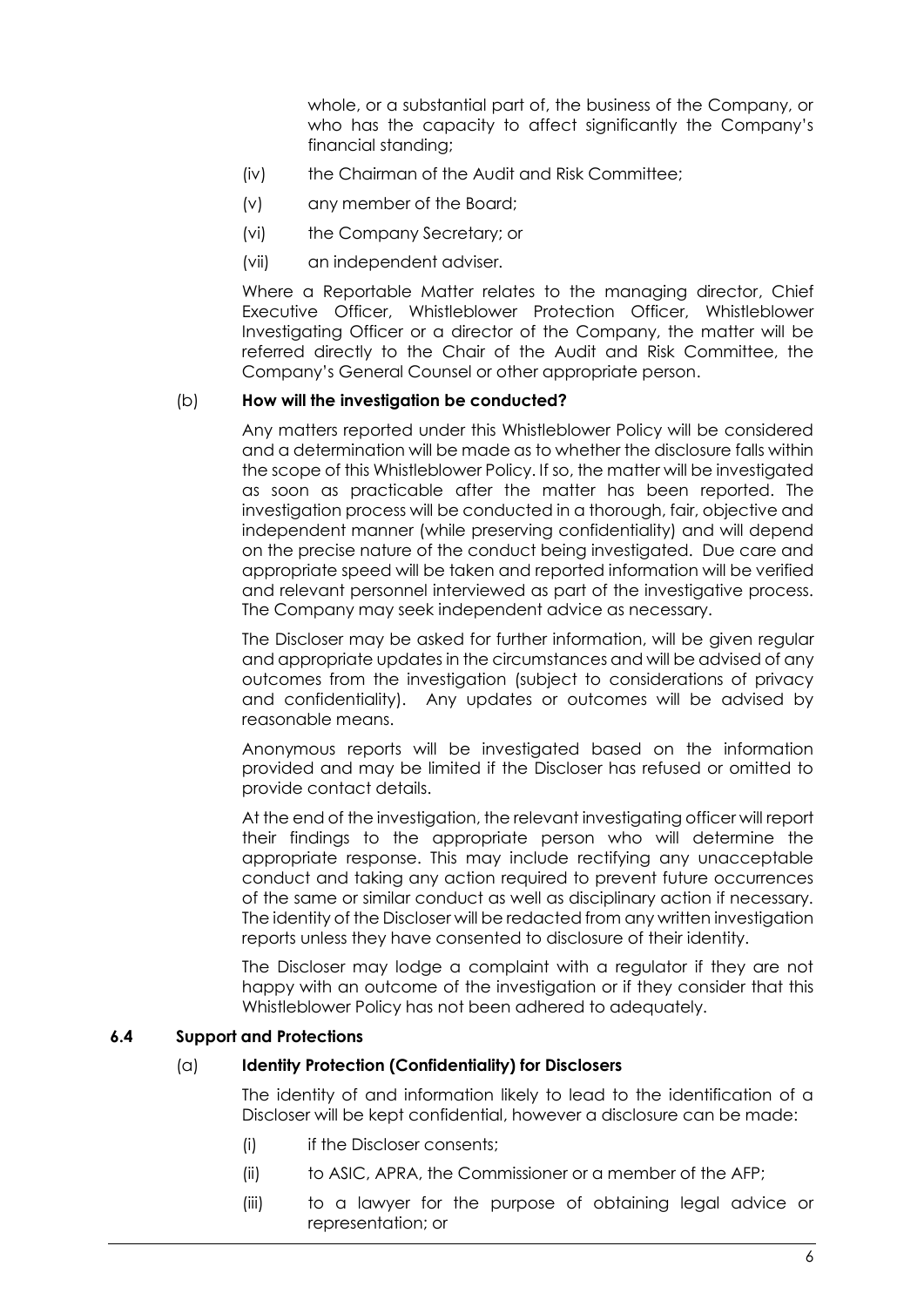whole, or a substantial part of, the business of the Company, or who has the capacity to affect significantly the Company's financial standing;

(iv) the Chairman of the Audit and Risk Committee;

(v) any member of the Board;

(vi) the Company Secretary; or

(vii) an independent adviser.

Where a Reportable Matter relates to the managing director, Chief Executive Officer, Whistleblower Protection Officer, Whistleblower Investigating Officer or a director of the Company, the matter will be referred directly to the Chair of the Audit and Risk Committee, the Company's General Counsel or other appropriate person.

(b) **How will the investigation be conducted?**

Any matters reported under this Whistleblower Policy will be considered and a determination will be made as to whether the disclosure falls within the scope of this Whistleblower Policy. If so, the matter will be investigated as soon as practicable after the matter has been reported. The investigation process will be conducted in a thorough, fair, objective and independent manner (while preserving confidentiality) and will depend on the precise nature of the conduct being investigated. Due care and appropriate speed will be taken and reported information will be verified and relevant personnel interviewed as part of the investigative process. The Company may seek independent advice as necessary.

The Discloser may be asked for further information, will be given regular and appropriate updates in the circumstances and will be advised of any outcomes from the investigation (subject to considerations of privacy and confidentiality). Any updates or outcomes will be advised by reasonable means.

Anonymous reports will be investigated based on the information provided and may be limited if the Discloser has refused or omitted to provide contact details.

At the end of the investigation, the relevant investigating officer will report their findings to the appropriate person who will determine the appropriate response. This may include rectifying any unacceptable conduct and taking any action required to prevent future occurrences of the same or similar conduct as well as disciplinary action if necessary. The identity of the Discloser will be redacted from any written investigation reports unless they have consented to disclosure of their identity.

The Discloser may lodge a complaint with a regulator if they are not happy with an outcome of the investigation or if they consider that this Whistleblower Policy has not been adhered to adequately.

### 6.4 Support and Protections

(a) **Identity Protection (Confidentiality) for Disclosers**

The identity of and information likely to lead to the identification of a Discloser will be kept confidential, however a disclosure can be made:

(i) if the Discloser consents;

(ii) to ASIC, APRA, the Commissioner or a member of the AFP;

(iii) to a lawyer for the purpose of obtaining legal advice or representation; or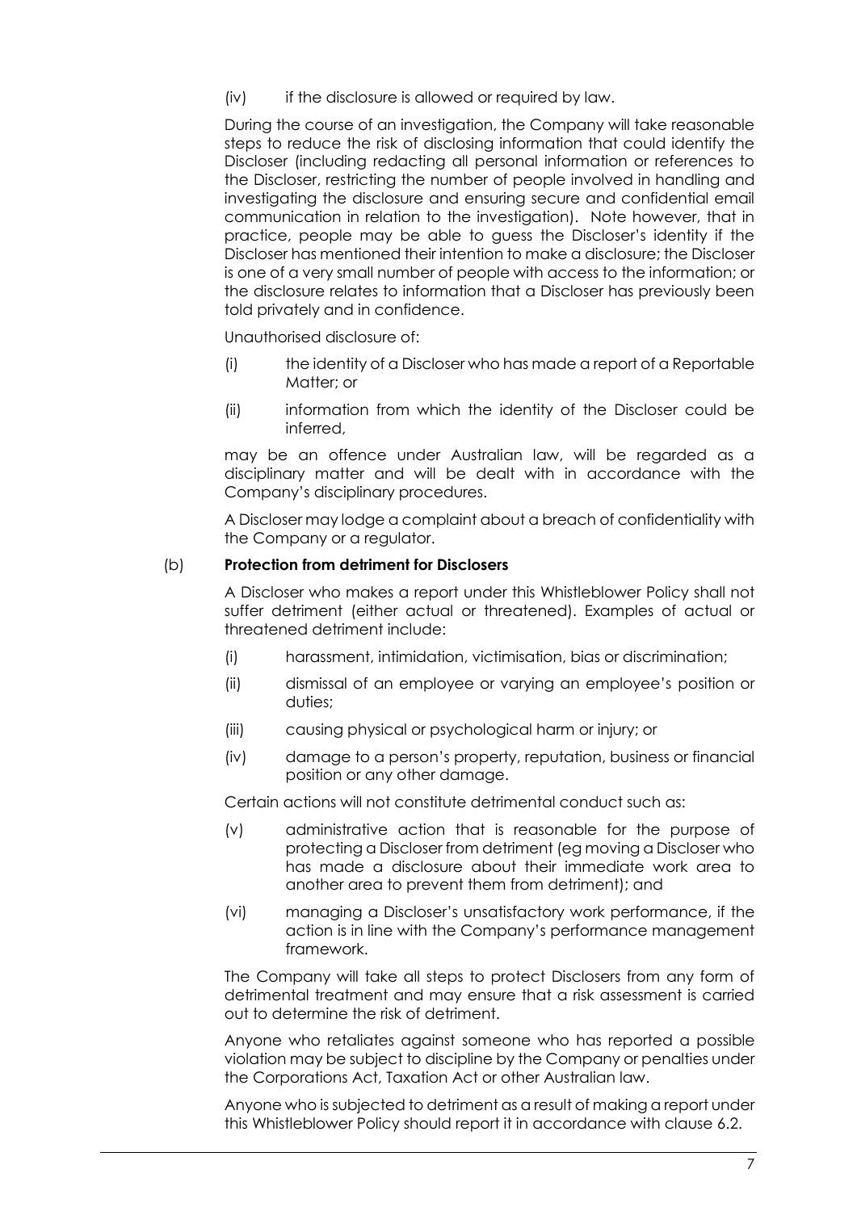(iv) if the disclosure is allowed or required by law.

During the course of an investigation, the Company will take reasonable steps to reduce the risk of disclosing information that could identify the Discloser (including redacting all personal information or references to the Discloser, restricting the number of people involved in handling and investigating the disclosure and ensuring secure and confidential email communication in relation to the investigation). Note however, that in practice, people may be able to guess the Discloser's identity if the Discloser has mentioned their intention to make a disclosure; the Discloser is one of a very small number of people with access to the information; or the disclosure relates to information that a Discloser has previously been told privately and in confidence.

Unauthorised disclosure of:

(i) the identity of a Discloser who has made a report of a Reportable Matter; or

(ii) information from which the identity of the Discloser could be inferred,

may be an offence under Australian law, will be regarded as a disciplinary matter and will be dealt with in accordance with the Company's disciplinary procedures.

A Discloser may lodge a complaint about a breach of confidentiality with the Company or a regulator.

(b) **Protection from detriment for Disclosers**

A Discloser who makes a report under this Whistleblower Policy shall not suffer detriment (either actual or threatened). Examples of actual or threatened detriment include:

(i) harassment, intimidation, victimisation, bias or discrimination;

(ii) dismissal of an employee or varying an employee's position or duties;

(iii) causing physical or psychological harm or injury; or

(iv) damage to a person's property, reputation, business or financial position or any other damage.

Certain actions will not constitute detrimental conduct such as:

(v) administrative action that is reasonable for the purpose of protecting a Discloser from detriment (eg moving a Discloser who has made a disclosure about their immediate work area to another area to prevent them from detriment); and

(vi) managing a Discloser's unsatisfactory work performance, if the action is in line with the Company's performance management framework.

The Company will take all steps to protect Disclosers from any form of detrimental treatment and may ensure that a risk assessment is carried out to determine the risk of detriment.

Anyone who retaliates against someone who has reported a possible violation may be subject to discipline by the Company or penalties under the Corporations Act, Taxation Act or other Australian law.

Anyone who is subjected to detriment as a result of making a report under this Whistleblower Policy should report it in accordance with clause 6.2.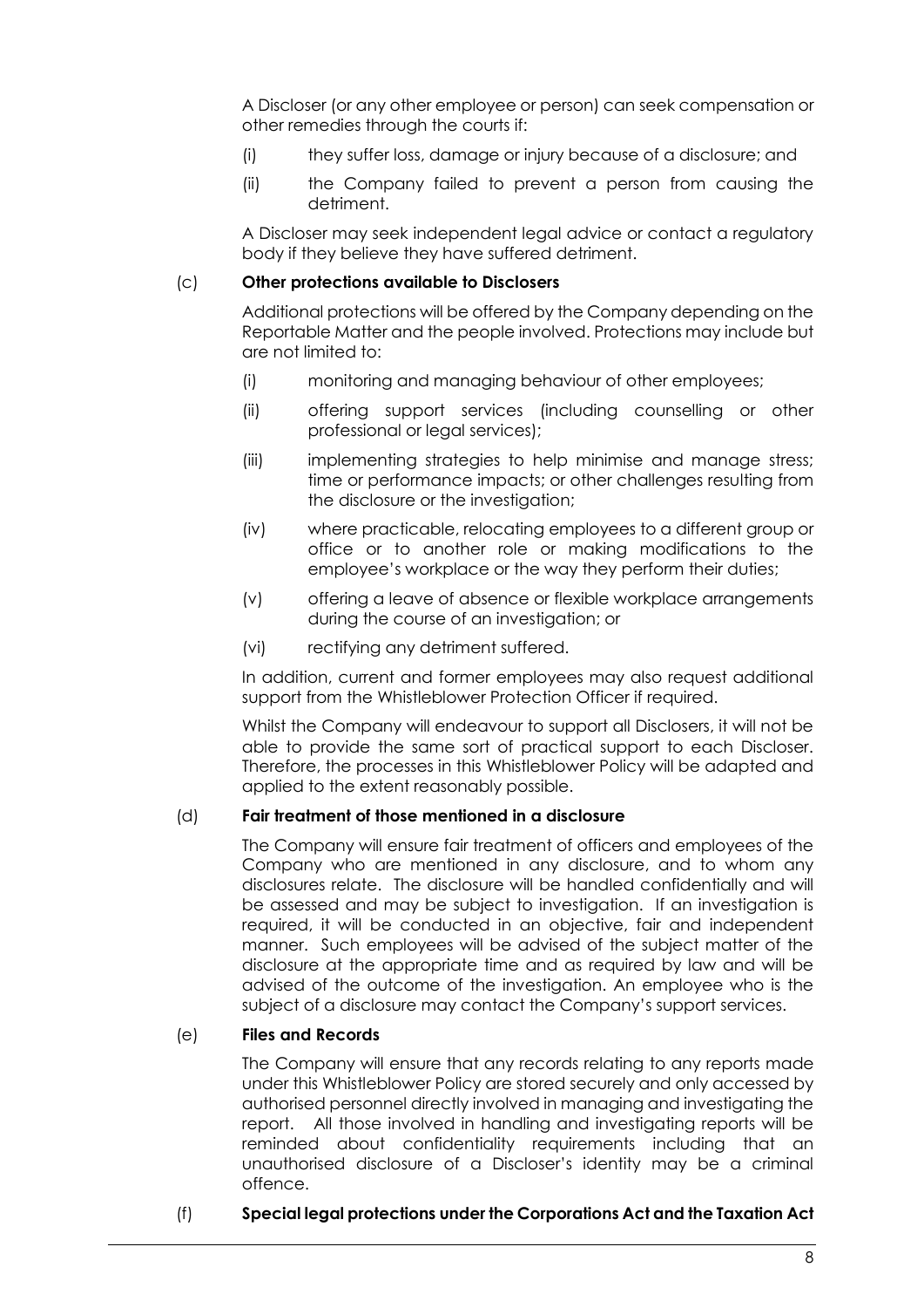A Discloser (or any other employee or person) can seek compensation or other remedies through the courts if:

(i) they suffer loss, damage or injury because of a disclosure; and

(ii) the Company failed to prevent a person from causing the detriment.

A Discloser may seek independent legal advice or contact a regulatory body if they believe they have suffered detriment.

(c) **Other protections available to Disclosers**

Additional protections will be offered by the Company depending on the Reportable Matter and the people involved. Protections may include but are not limited to:

(i) monitoring and managing behaviour of other employees;

(ii) offering support services (including counselling or other professional or legal services);

(iii) implementing strategies to help minimise and manage stress; time or performance impacts; or other challenges resulting from the disclosure or the investigation;

(iv) where practicable, relocating employees to a different group or office or to another role or making modifications to the employee's workplace or the way they perform their duties;

(v) offering a leave of absence or flexible workplace arrangements during the course of an investigation; or

(vi) rectifying any detriment suffered.

In addition, current and former employees may also request additional support from the Whistleblower Protection Officer if required.

Whilst the Company will endeavour to support all Disclosers, it will not be able to provide the same sort of practical support to each Discloser. Therefore, the processes in this Whistleblower Policy will be adapted and applied to the extent reasonably possible.

(d) **Fair treatment of those mentioned in a disclosure**

The Company will ensure fair treatment of officers and employees of the Company who are mentioned in any disclosure, and to whom any disclosures relate. The disclosure will be handled confidentially and will be assessed and may be subject to investigation. If an investigation is required, it will be conducted in an objective, fair and independent manner. Such employees will be advised of the subject matter of the disclosure at the appropriate time and as required by law and will be advised of the outcome of the investigation. An employee who is the subject of a disclosure may contact the Company's support services.

(e) **Files and Records**

The Company will ensure that any records relating to any reports made under this Whistleblower Policy are stored securely and only accessed by authorised personnel directly involved in managing and investigating the report. All those involved in handling and investigating reports will be reminded about confidentiality requirements including that an unauthorised disclosure of a Discloser's identity may be a criminal offence.

(f) **Special legal protections under the Corporations Act and the Taxation Act**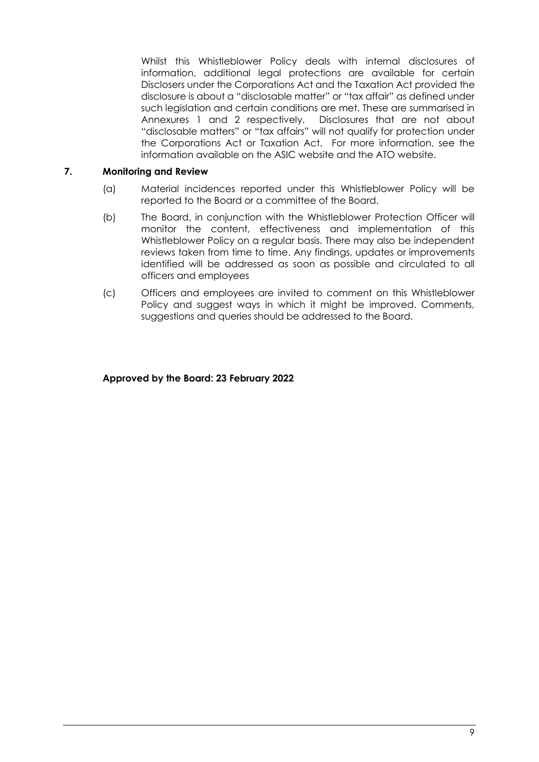Whilst this Whistleblower Policy deals with internal disclosures of information, additional legal protections are available for certain Disclosers under the Corporations Act and the Taxation Act provided the disclosure is about a "disclosable matter" or "tax affair" as defined under such legislation and certain conditions are met. These are summarised in Annexures 1 and 2 respectively. Disclosures that are not about "disclosable matters" or "tax affairs" will not qualify for protection under the Corporations Act or Taxation Act. For more information, see the information available on the ASIC website and the ATO website.

## 7. Monitoring and Review

(a) Material incidences reported under this Whistleblower Policy will be reported to the Board or a committee of the Board.

(b) The Board, in conjunction with the Whistleblower Protection Officer will monitor the content, effectiveness and implementation of this Whistleblower Policy on a regular basis. There may also be independent reviews taken from time to time. Any findings, updates or improvements identified will be addressed as soon as possible and circulated to all officers and employees

(c) Officers and employees are invited to comment on this Whistleblower Policy and suggest ways in which it might be improved. Comments, suggestions and queries should be addressed to the Board.

**Approved by the Board: 23 February 2022**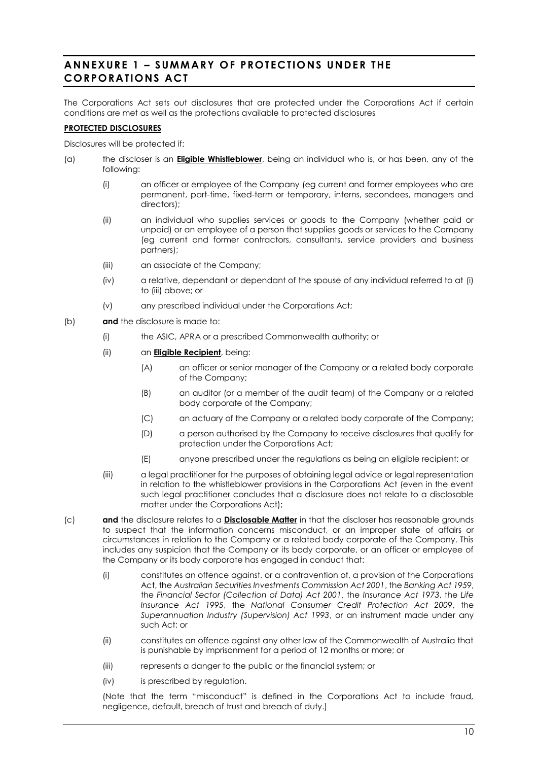## ANNEXURE 1 – SUMMARY OF PROTECTIONS UNDER THE CORPORATIONS ACT

The Corporations Act sets out disclosures that are protected under the Corporations Act if certain conditions are met as well as the protections available to protected disclosures

**PROTECTED DISCLOSURES**

Disclosures will be protected if:

(a) the discloser is an **Eligible Whistleblower**, being an individual who is, or has been, any of the following:

  (i) an officer or employee of the Company (eg current and former employees who are permanent, part-time, fixed-term or temporary, interns, secondees, managers and directors);

  (ii) an individual who supplies services or goods to the Company (whether paid or unpaid) or an employee of a person that supplies goods or services to the Company (eg current and former contractors, consultants, service providers and business partners);

  (iii) an associate of the Company;

  (iv) a relative, dependant or dependant of the spouse of any individual referred to at (i) to (iii) above; or

  (v) any prescribed individual under the Corporations Act;

(b) **and** the disclosure is made to:

  (i) the ASIC, APRA or a prescribed Commonwealth authority; or

  (ii) an **Eligible Recipient**, being:

    (A) an officer or senior manager of the Company or a related body corporate of the Company;

    (B) an auditor (or a member of the audit team) of the Company or a related body corporate of the Company;

    (C) an actuary of the Company or a related body corporate of the Company;

    (D) a person authorised by the Company to receive disclosures that qualify for protection under the Corporations Act;

    (E) anyone prescribed under the regulations as being an eligible recipient; or

  (iii) a legal practitioner for the purposes of obtaining legal advice or legal representation in relation to the whistleblower provisions in the Corporations Act (even in the event such legal practitioner concludes that a disclosure does not relate to a disclosable matter under the Corporations Act);

(c) **and** the disclosure relates to a **Disclosable Matter** in that the discloser has reasonable grounds to suspect that the information concerns misconduct, or an improper state of affairs or circumstances in relation to the Company or a related body corporate of the Company. This includes any suspicion that the Company or its body corporate, or an officer or employee of the Company or its body corporate has engaged in conduct that:

  (i) constitutes an offence against, or a contravention of, a provision of the Corporations Act, the *Australian Securities Investments Commission Act 2001*, the *Banking Act 1959*, the *Financial Sector (Collection of Data) Act 2001*, the *Insurance Act 1973*, the *Life Insurance Act 1995*, the *National Consumer Credit Protection Act 2009*, the *Superannuation Industry (Supervision) Act 1993*, or an instrument made under any such Act; or

  (ii) constitutes an offence against any other law of the Commonwealth of Australia that is punishable by imprisonment for a period of 12 months or more; or

  (iii) represents a danger to the public or the financial system; or

  (iv) is prescribed by regulation.

  (Note that the term "misconduct" is defined in the Corporations Act to include fraud, negligence, default, breach of trust and breach of duty.)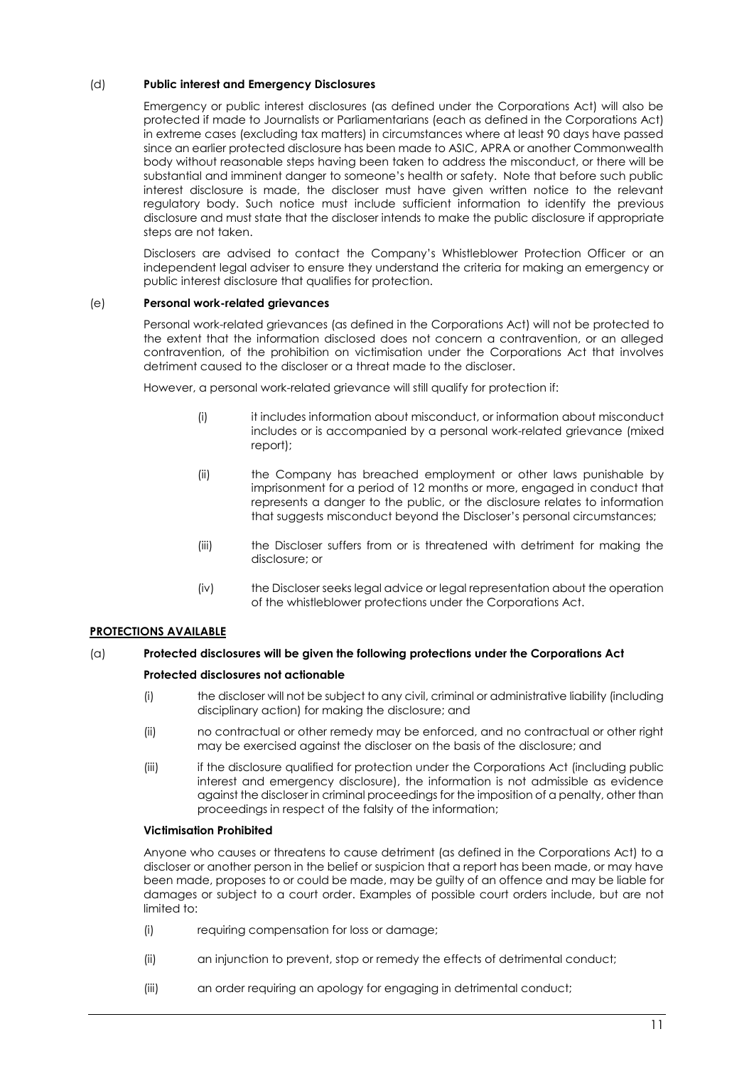(d) **Public interest and Emergency Disclosures**

Emergency or public interest disclosures (as defined under the Corporations Act) will also be protected if made to Journalists or Parliamentarians (each as defined in the Corporations Act) in extreme cases (excluding tax matters) in circumstances where at least 90 days have passed since an earlier protected disclosure has been made to ASIC, APRA or another Commonwealth body without reasonable steps having been taken to address the misconduct, or there will be substantial and imminent danger to someone's health or safety. Note that before such public interest disclosure is made, the discloser must have given written notice to the relevant regulatory body. Such notice must include sufficient information to identify the previous disclosure and must state that the discloser intends to make the public disclosure if appropriate steps are not taken.

Disclosers are advised to contact the Company's Whistleblower Protection Officer or an independent legal adviser to ensure they understand the criteria for making an emergency or public interest disclosure that qualifies for protection.

(e) **Personal work-related grievances**

Personal work-related grievances (as defined in the Corporations Act) will not be protected to the extent that the information disclosed does not concern a contravention, or an alleged contravention, of the prohibition on victimisation under the Corporations Act that involves detriment caused to the discloser or a threat made to the discloser.

However, a personal work-related grievance will still qualify for protection if:

(i) it includes information about misconduct, or information about misconduct includes or is accompanied by a personal work-related grievance (mixed report);

(ii) the Company has breached employment or other laws punishable by imprisonment for a period of 12 months or more, engaged in conduct that represents a danger to the public, or the disclosure relates to information that suggests misconduct beyond the Discloser's personal circumstances;

(iii) the Discloser suffers from or is threatened with detriment for making the disclosure; or

(iv) the Discloser seeks legal advice or legal representation about the operation of the whistleblower protections under the Corporations Act.

**PROTECTIONS AVAILABLE**

(a) **Protected disclosures will be given the following protections under the Corporations Act**

**Protected disclosures not actionable**

(i) the discloser will not be subject to any civil, criminal or administrative liability (including disciplinary action) for making the disclosure; and

(ii) no contractual or other remedy may be enforced, and no contractual or other right may be exercised against the discloser on the basis of the disclosure; and

(iii) if the disclosure qualified for protection under the Corporations Act (including public interest and emergency disclosure), the information is not admissible as evidence against the discloser in criminal proceedings for the imposition of a penalty, other than proceedings in respect of the falsity of the information;

**Victimisation Prohibited**

Anyone who causes or threatens to cause detriment (as defined in the Corporations Act) to a discloser or another person in the belief or suspicion that a report has been made, or may have been made, proposes to or could be made, may be guilty of an offence and may be liable for damages or subject to a court order. Examples of possible court orders include, but are not limited to:

(i) requiring compensation for loss or damage;

(ii) an injunction to prevent, stop or remedy the effects of detrimental conduct;

(iii) an order requiring an apology for engaging in detrimental conduct;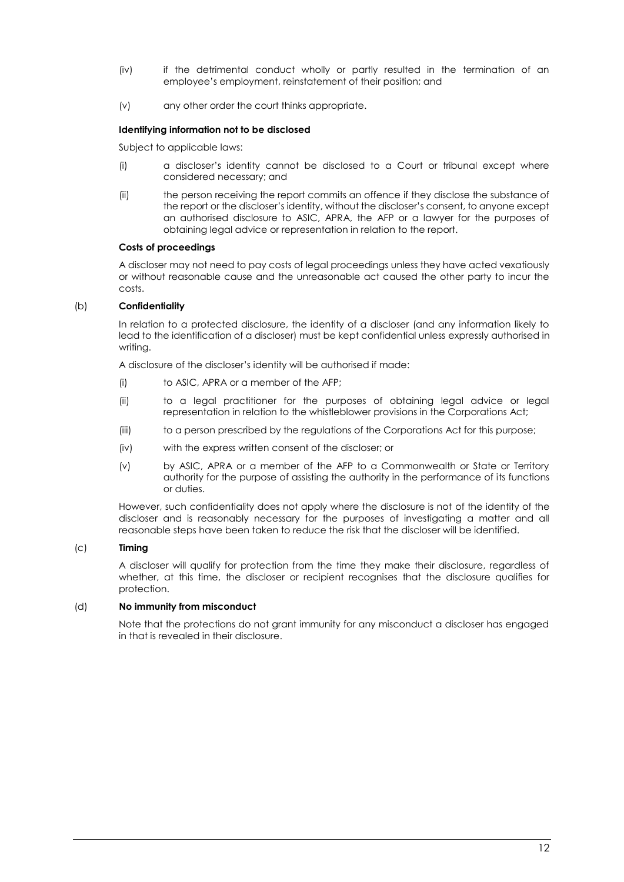(iv) if the detrimental conduct wholly or partly resulted in the termination of an employee's employment, reinstatement of their position; and

(v) any other order the court thinks appropriate.

**Identifying information not to be disclosed**

Subject to applicable laws:

(i) a discloser's identity cannot be disclosed to a Court or tribunal except where considered necessary; and

(ii) the person receiving the report commits an offence if they disclose the substance of the report or the discloser's identity, without the discloser's consent, to anyone except an authorised disclosure to ASIC, APRA, the AFP or a lawyer for the purposes of obtaining legal advice or representation in relation to the report.

**Costs of proceedings**

A discloser may not need to pay costs of legal proceedings unless they have acted vexatiously or without reasonable cause and the unreasonable act caused the other party to incur the costs.

(b) **Confidentiality**

In relation to a protected disclosure, the identity of a discloser (and any information likely to lead to the identification of a discloser) must be kept confidential unless expressly authorised in writing.

A disclosure of the discloser's identity will be authorised if made:

(i) to ASIC, APRA or a member of the AFP;

(ii) to a legal practitioner for the purposes of obtaining legal advice or legal representation in relation to the whistleblower provisions in the Corporations Act;

(iii) to a person prescribed by the regulations of the Corporations Act for this purpose;

(iv) with the express written consent of the discloser; or

(v) by ASIC, APRA or a member of the AFP to a Commonwealth or State or Territory authority for the purpose of assisting the authority in the performance of its functions or duties.

However, such confidentiality does not apply where the disclosure is not of the identity of the discloser and is reasonably necessary for the purposes of investigating a matter and all reasonable steps have been taken to reduce the risk that the discloser will be identified.

(c) **Timing**

A discloser will qualify for protection from the time they make their disclosure, regardless of whether, at this time, the discloser or recipient recognises that the disclosure qualifies for protection.

(d) **No immunity from misconduct**

Note that the protections do not grant immunity for any misconduct a discloser has engaged in that is revealed in their disclosure.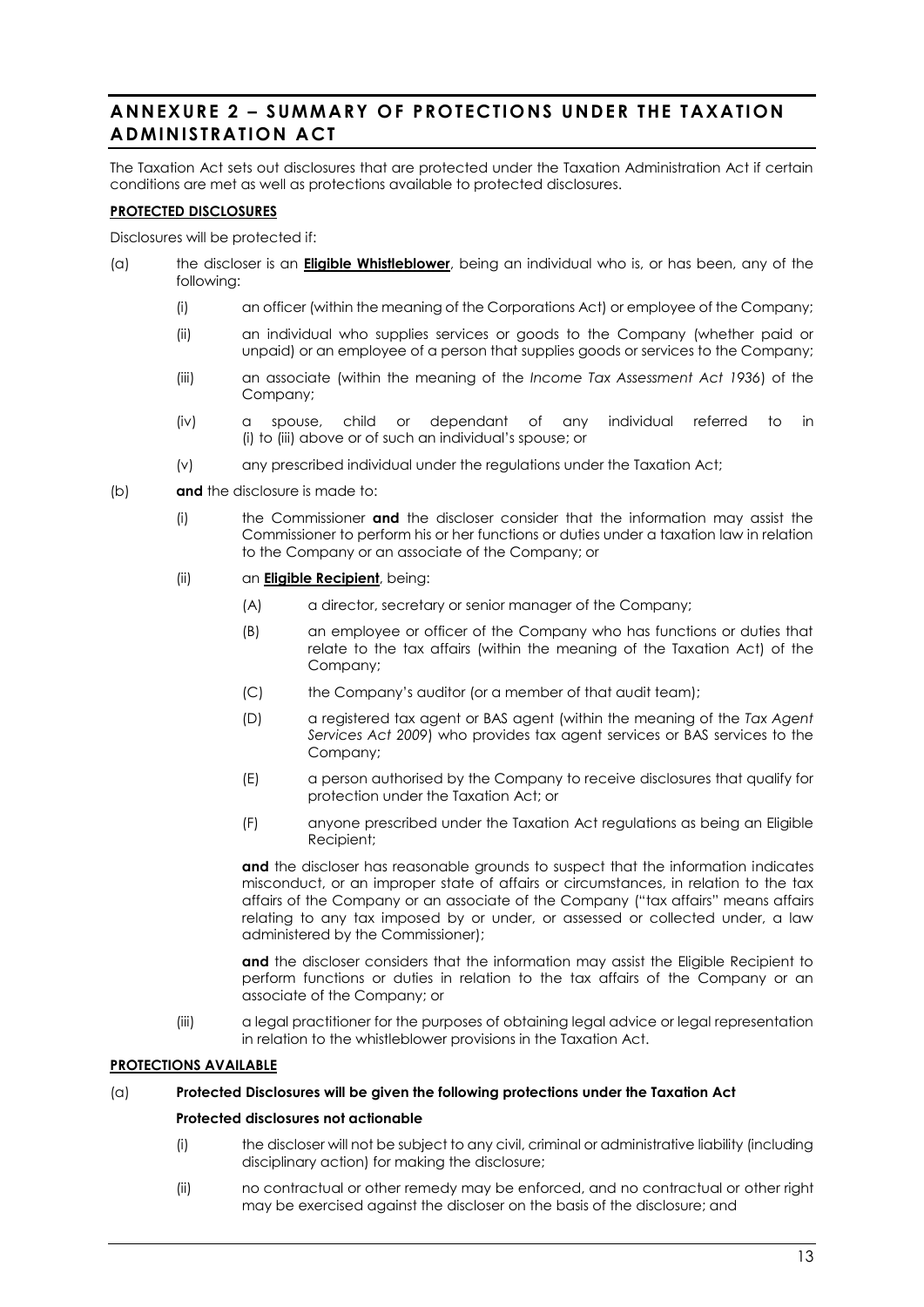# ANNEXURE 2 – SUMMARY OF PROTECTIONS UNDER THE TAXATION ADMINISTRATION ACT

The Taxation Act sets out disclosures that are protected under the Taxation Administration Act if certain conditions are met as well as protections available to protected disclosures.

**PROTECTED DISCLOSURES**

Disclosures will be protected if:

(a) the discloser is an **Eligible Whistleblower**, being an individual who is, or has been, any of the following:

  (i) an officer (within the meaning of the Corporations Act) or employee of the Company;

  (ii) an individual who supplies services or goods to the Company (whether paid or unpaid) or an employee of a person that supplies goods or services to the Company;

  (iii) an associate (within the meaning of the *Income Tax Assessment Act 1936*) of the Company;

  (iv) a spouse, child or dependant of any individual referred to in (i) to (iii) above or of such an individual's spouse; or

  (v) any prescribed individual under the regulations under the Taxation Act;

(b) **and** the disclosure is made to:

  (i) the Commissioner **and** the discloser consider that the information may assist the Commissioner to perform his or her functions or duties under a taxation law in relation to the Company or an associate of the Company; or

  (ii) an **Eligible Recipient**, being:

    (A) a director, secretary or senior manager of the Company;

    (B) an employee or officer of the Company who has functions or duties that relate to the tax affairs (within the meaning of the Taxation Act) of the Company;

    (C) the Company's auditor (or a member of that audit team);

    (D) a registered tax agent or BAS agent (within the meaning of the *Tax Agent Services Act 2009*) who provides tax agent services or BAS services to the Company;

    (E) a person authorised by the Company to receive disclosures that qualify for protection under the Taxation Act; or

    (F) anyone prescribed under the Taxation Act regulations as being an Eligible Recipient;

  **and** the discloser has reasonable grounds to suspect that the information indicates misconduct, or an improper state of affairs or circumstances, in relation to the tax affairs of the Company or an associate of the Company ("tax affairs" means affairs relating to any tax imposed by or under, or assessed or collected under, a law administered by the Commissioner);

  **and** the discloser considers that the information may assist the Eligible Recipient to perform functions or duties in relation to the tax affairs of the Company or an associate of the Company; or

  (iii) a legal practitioner for the purposes of obtaining legal advice or legal representation in relation to the whistleblower provisions in the Taxation Act.

**PROTECTIONS AVAILABLE**

(a) **Protected Disclosures will be given the following protections under the Taxation Act**

**Protected disclosures not actionable**

  (i) the discloser will not be subject to any civil, criminal or administrative liability (including disciplinary action) for making the disclosure;

  (ii) no contractual or other remedy may be enforced, and no contractual or other right may be exercised against the discloser on the basis of the disclosure; and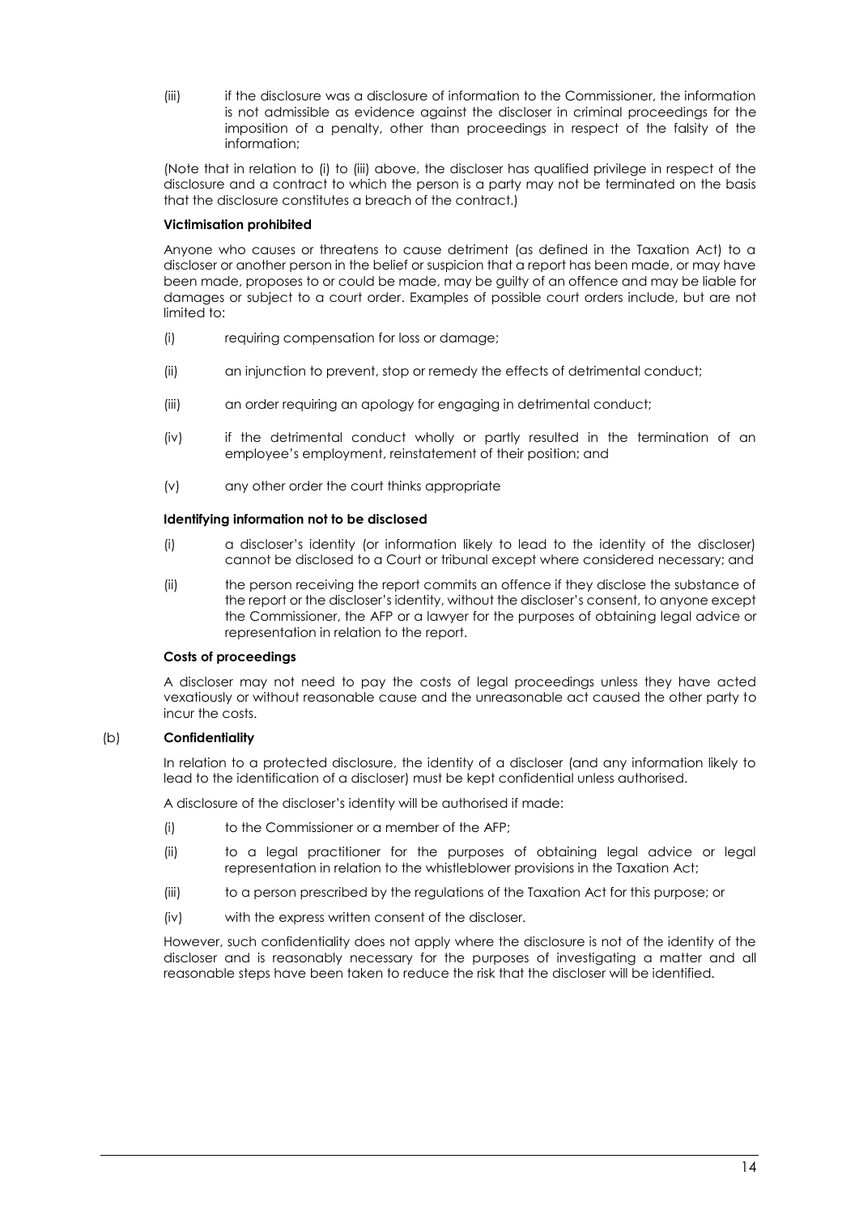(iii) if the disclosure was a disclosure of information to the Commissioner, the information is not admissible as evidence against the discloser in criminal proceedings for the imposition of a penalty, other than proceedings in respect of the falsity of the information;

(Note that in relation to (i) to (iii) above, the discloser has qualified privilege in respect of the disclosure and a contract to which the person is a party may not be terminated on the basis that the disclosure constitutes a breach of the contract.)

**Victimisation prohibited**

Anyone who causes or threatens to cause detriment (as defined in the Taxation Act) to a discloser or another person in the belief or suspicion that a report has been made, or may have been made, proposes to or could be made, may be guilty of an offence and may be liable for damages or subject to a court order. Examples of possible court orders include, but are not limited to:

(i) requiring compensation for loss or damage;

(ii) an injunction to prevent, stop or remedy the effects of detrimental conduct;

(iii) an order requiring an apology for engaging in detrimental conduct;

(iv) if the detrimental conduct wholly or partly resulted in the termination of an employee's employment, reinstatement of their position; and

(v) any other order the court thinks appropriate

**Identifying information not to be disclosed**

(i) a discloser's identity (or information likely to lead to the identity of the discloser) cannot be disclosed to a Court or tribunal except where considered necessary; and

(ii) the person receiving the report commits an offence if they disclose the substance of the report or the discloser's identity, without the discloser's consent, to anyone except the Commissioner, the AFP or a lawyer for the purposes of obtaining legal advice or representation in relation to the report.

**Costs of proceedings**

A discloser may not need to pay the costs of legal proceedings unless they have acted vexatiously or without reasonable cause and the unreasonable act caused the other party to incur the costs.

(b) **Confidentiality**

In relation to a protected disclosure, the identity of a discloser (and any information likely to lead to the identification of a discloser) must be kept confidential unless authorised.

A disclosure of the discloser's identity will be authorised if made:

(i) to the Commissioner or a member of the AFP;

(ii) to a legal practitioner for the purposes of obtaining legal advice or legal representation in relation to the whistleblower provisions in the Taxation Act;

(iii) to a person prescribed by the regulations of the Taxation Act for this purpose; or

(iv) with the express written consent of the discloser.

However, such confidentiality does not apply where the disclosure is not of the identity of the discloser and is reasonably necessary for the purposes of investigating a matter and all reasonable steps have been taken to reduce the risk that the discloser will be identified.